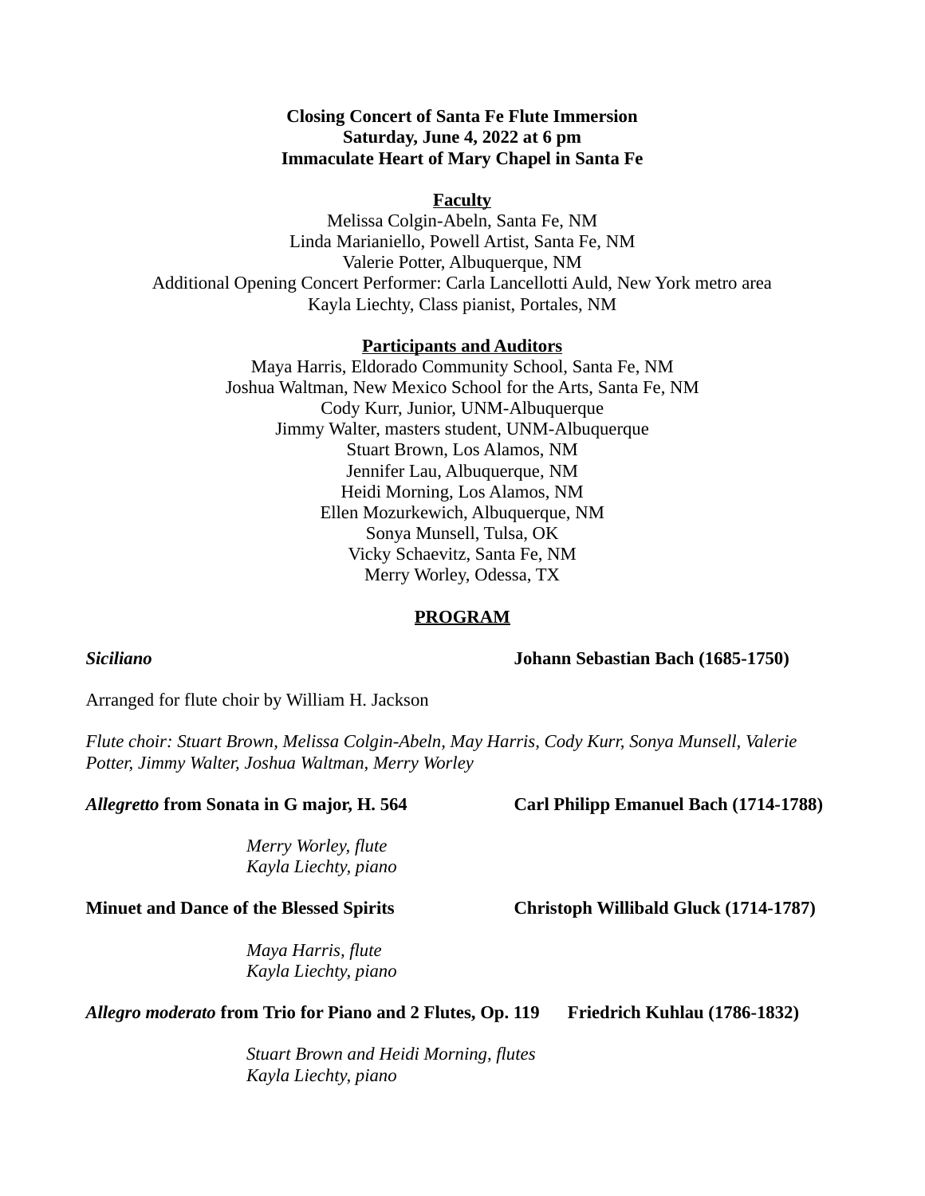**Closing Concert of Santa Fe Flute Immersion**
**Saturday, June 4, 2022 at 6 pm**
**Immaculate Heart of Mary Chapel in Santa Fe**

**Faculty**

Melissa Colgin-Abeln, Santa Fe, NM
Linda Marianiello, Powell Artist, Santa Fe, NM
Valerie Potter, Albuquerque, NM
Additional Opening Concert Performer: Carla Lancellotti Auld, New York metro area
Kayla Liechty, Class pianist, Portales, NM

**Participants and Auditors**

Maya Harris, Eldorado Community School, Santa Fe, NM
Joshua Waltman, New Mexico School for the Arts, Santa Fe, NM
Cody Kurr, Junior, UNM-Albuquerque
Jimmy Walter, masters student, UNM-Albuquerque
Stuart Brown, Los Alamos, NM
Jennifer Lau, Albuquerque, NM
Heidi Morning, Los Alamos, NM
Ellen Mozurkewich, Albuquerque, NM
Sonya Munsell, Tulsa, OK
Vicky Schaevitz, Santa Fe, NM
Merry Worley, Odessa, TX

**PROGRAM**

***Siciliano*** — **Johann Sebastian Bach (1685-1750)**

Arranged for flute choir by William H. Jackson

*Flute choir: Stuart Brown, Melissa Colgin-Abeln, May Harris, Cody Kurr, Sonya Munsell, Valerie Potter, Jimmy Walter, Joshua Waltman, Merry Worley*

***Allegretto* from Sonata in G major, H. 564** — **Carl Philipp Emanuel Bach (1714-1788)**

*Merry Worley, flute*
*Kayla Liechty, piano*

**Minuet and Dance of the Blessed Spirits** — **Christoph Willibald Gluck (1714-1787)**

*Maya Harris, flute*
*Kayla Liechty, piano*

***Allegro moderato* from Trio for Piano and 2 Flutes, Op. 119** — **Friedrich Kuhlau (1786-1832)**

*Stuart Brown and Heidi Morning, flutes*
*Kayla Liechty, piano*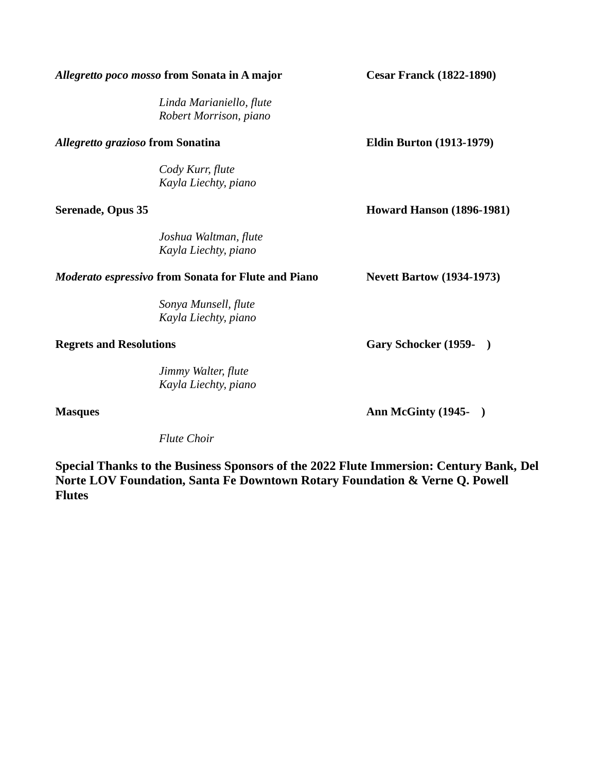***Allegretto poco mosso* from Sonata in A major** **Cesar Franck (1822-1890)**

*Linda Marianiello, flute*
*Robert Morrison, piano*

***Allegretto grazioso* from Sonatina** **Eldin Burton (1913-1979)**

*Cody Kurr, flute*
*Kayla Liechty, piano*

**Serenade, Opus 35** **Howard Hanson (1896-1981)**

*Joshua Waltman, flute*
*Kayla Liechty, piano*

***Moderato espressivo* from Sonata for Flute and Piano** **Nevett Bartow (1934-1973)**

*Sonya Munsell, flute*
*Kayla Liechty, piano*

**Regrets and Resolutions** **Gary Schocker (1959- )**

*Jimmy Walter, flute*
*Kayla Liechty, piano*

**Masques** **Ann McGinty (1945- )**

*Flute Choir*

**Special Thanks to the Business Sponsors of the 2022 Flute Immersion: Century Bank, Del Norte LOV Foundation, Santa Fe Downtown Rotary Foundation & Verne Q. Powell Flutes**